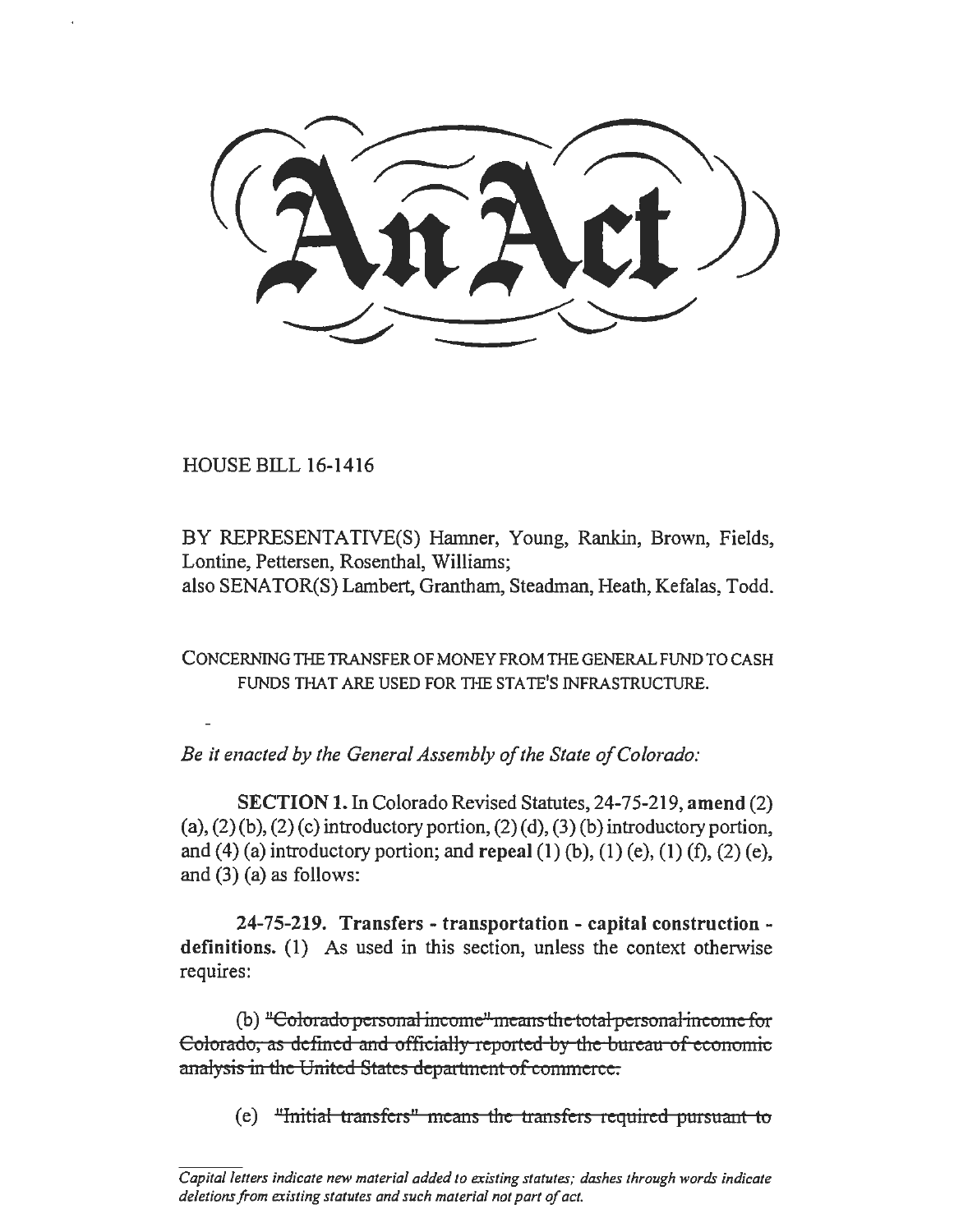# An Act

HOUSE BILL 16-1416

BY REPRESENTATIVE(S) Hamner, Young, Rankin, Brown, Fields, Lontine, Pettersen, Rosenthal, Williams;
also SENATOR(S) Lambert, Grantham, Steadman, Heath, Kefalas, Todd.

CONCERNING THE TRANSFER OF MONEY FROM THE GENERAL FUND TO CASH FUNDS THAT ARE USED FOR THE STATE'S INFRASTRUCTURE.

*Be it enacted by the General Assembly of the State of Colorado:*

**SECTION 1.** In Colorado Revised Statutes, 24-75-219, **amend** (2) (a), (2) (b), (2) (c) introductory portion, (2) (d), (3) (b) introductory portion, and (4) (a) introductory portion; and **repeal** (1) (b), (1) (e), (1) (f), (2) (e), and (3) (a) as follows:

**24-75-219. Transfers - transportation - capital construction - definitions.** (1) As used in this section, unless the context otherwise requires:

(b) ~~"Colorado personal income" means the total personal income for Colorado, as defined and officially reported by the bureau of economic analysis in the United States department of commerce.~~

(e) ~~"Initial transfers" means the transfers required pursuant to~~

*Capital letters indicate new material added to existing statutes; dashes through words indicate deletions from existing statutes and such material not part of act.*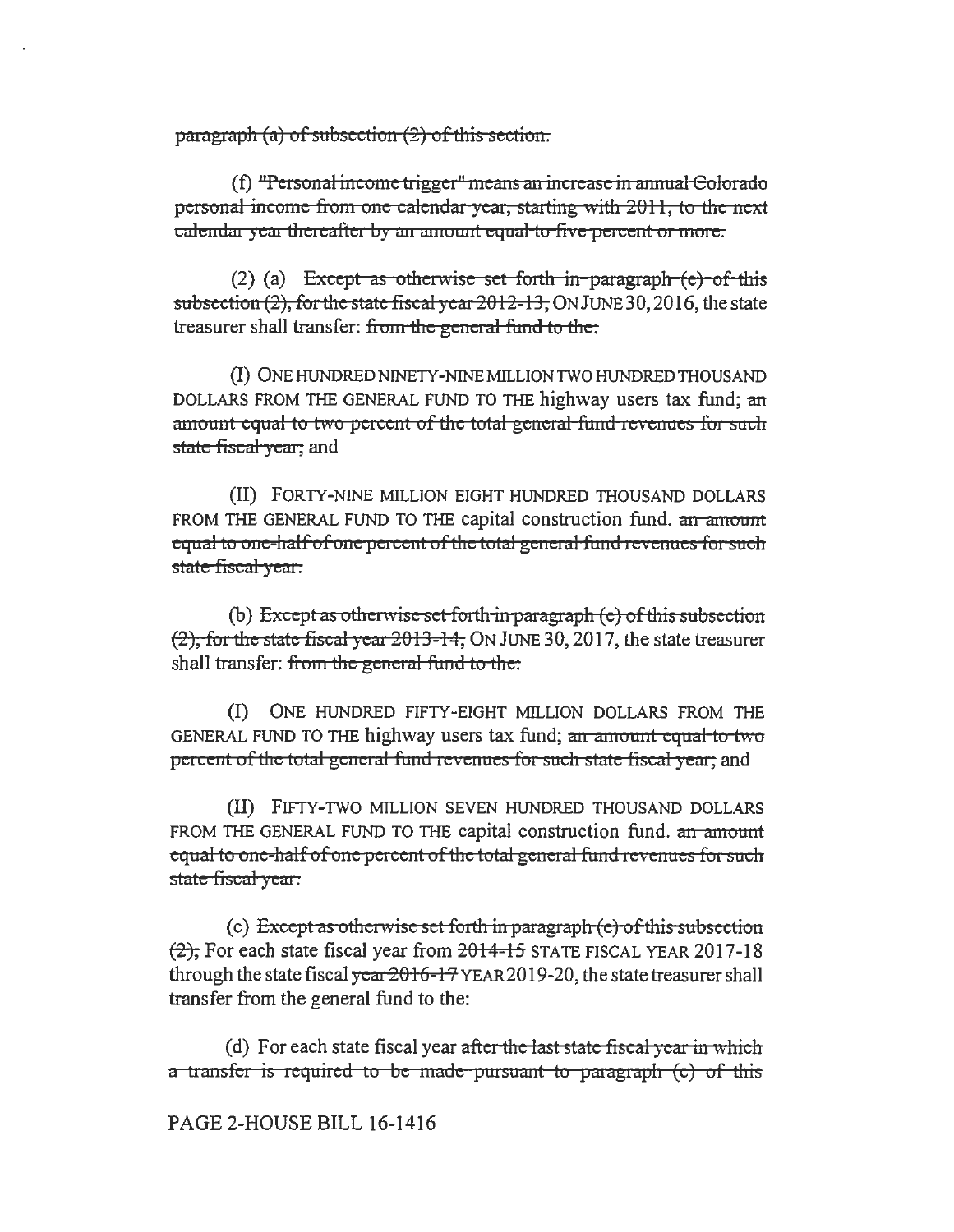~~paragraph (a) of subsection (2) of this section.~~

(f) ~~"Personal income trigger" means an increase in annual Colorado personal income from one calendar year, starting with 2011, to the next calendar year thereafter by an amount equal to five percent or more.~~

(2) (a) ~~Except as otherwise set forth in paragraph (c) of this subsection (2), for the state fiscal year 2012-13,~~ ON JUNE 30, 2016, the state treasurer shall transfer: ~~from the general fund to the:~~

(I) ONE HUNDRED NINETY-NINE MILLION TWO HUNDRED THOUSAND DOLLARS FROM THE GENERAL FUND TO THE highway users tax fund; ~~an amount equal to two percent of the total general fund revenues for such state fiscal year;~~ and

(II) FORTY-NINE MILLION EIGHT HUNDRED THOUSAND DOLLARS FROM THE GENERAL FUND TO THE capital construction fund. ~~an amount equal to one-half of one percent of the total general fund revenues for such state fiscal year.~~

(b) ~~Except as otherwise set forth in paragraph (c) of this subsection (2), for the state fiscal year 2013-14,~~ ON JUNE 30, 2017, the state treasurer shall transfer: ~~from the general fund to the:~~

(I) ONE HUNDRED FIFTY-EIGHT MILLION DOLLARS FROM THE GENERAL FUND TO THE highway users tax fund; ~~an amount equal to two percent of the total general fund revenues for such state fiscal year;~~ and

(II) FIFTY-TWO MILLION SEVEN HUNDRED THOUSAND DOLLARS FROM THE GENERAL FUND TO THE capital construction fund. ~~an amount equal to one-half of one percent of the total general fund revenues for such state fiscal year.~~

(c) ~~Except as otherwise set forth in paragraph (e) of this subsection (2),~~ For each state fiscal year from ~~2014-15~~ STATE FISCAL YEAR 2017-18 through the state fiscal ~~year 2016-17~~ YEAR 2019-20, the state treasurer shall transfer from the general fund to the:

(d) For each state fiscal year ~~after the last state fiscal year in which a transfer is required to be made pursuant to paragraph (c) of this~~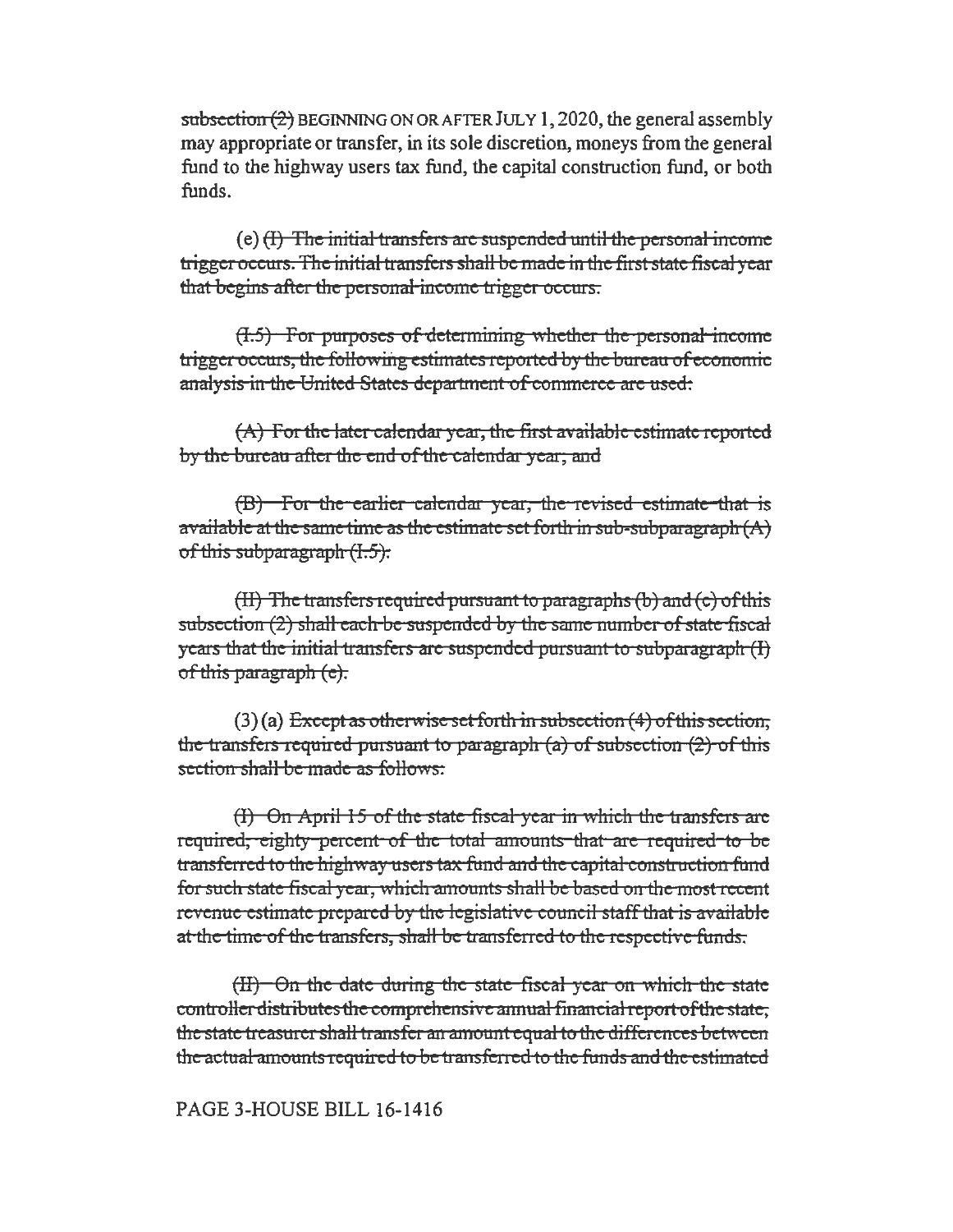~~subsection (2)~~ BEGINNING ON OR AFTER JULY 1, 2020, the general assembly may appropriate or transfer, in its sole discretion, moneys from the general fund to the highway users tax fund, the capital construction fund, or both funds.

(e) ~~(I) The initial transfers are suspended until the personal income trigger occurs. The initial transfers shall be made in the first state fiscal year that begins after the personal income trigger occurs.~~

~~(I.5) For purposes of determining whether the personal income trigger occurs, the following estimates reported by the bureau of economic analysis in the United States department of commerce are used:~~

~~(A) For the later calendar year, the first available estimate reported by the bureau after the end of the calendar year; and~~

~~(B) For the earlier calendar year, the revised estimate that is available at the same time as the estimate set forth in sub-subparagraph (A) of this subparagraph (I.5).~~

~~(II) The transfers required pursuant to paragraphs (b) and (c) of this subsection (2) shall each be suspended by the same number of state fiscal years that the initial transfers are suspended pursuant to subparagraph (I) of this paragraph (e).~~

(3) (a) ~~Except as otherwise set forth in subsection (4) of this section, the transfers required pursuant to paragraph (a) of subsection (2) of this section shall be made as follows:~~

~~(I) On April 15 of the state fiscal year in which the transfers are required, eighty percent of the total amounts that are required to be transferred to the highway users tax fund and the capital construction fund for such state fiscal year, which amounts shall be based on the most recent revenue estimate prepared by the legislative council staff that is available at the time of the transfers, shall be transferred to the respective funds.~~

~~(II) On the date during the state fiscal year on which the state controller distributes the comprehensive annual financial report of the state, the state treasurer shall transfer an amount equal to the differences between the actual amounts required to be transferred to the funds and the estimated~~

PAGE 3-HOUSE BILL 16-1416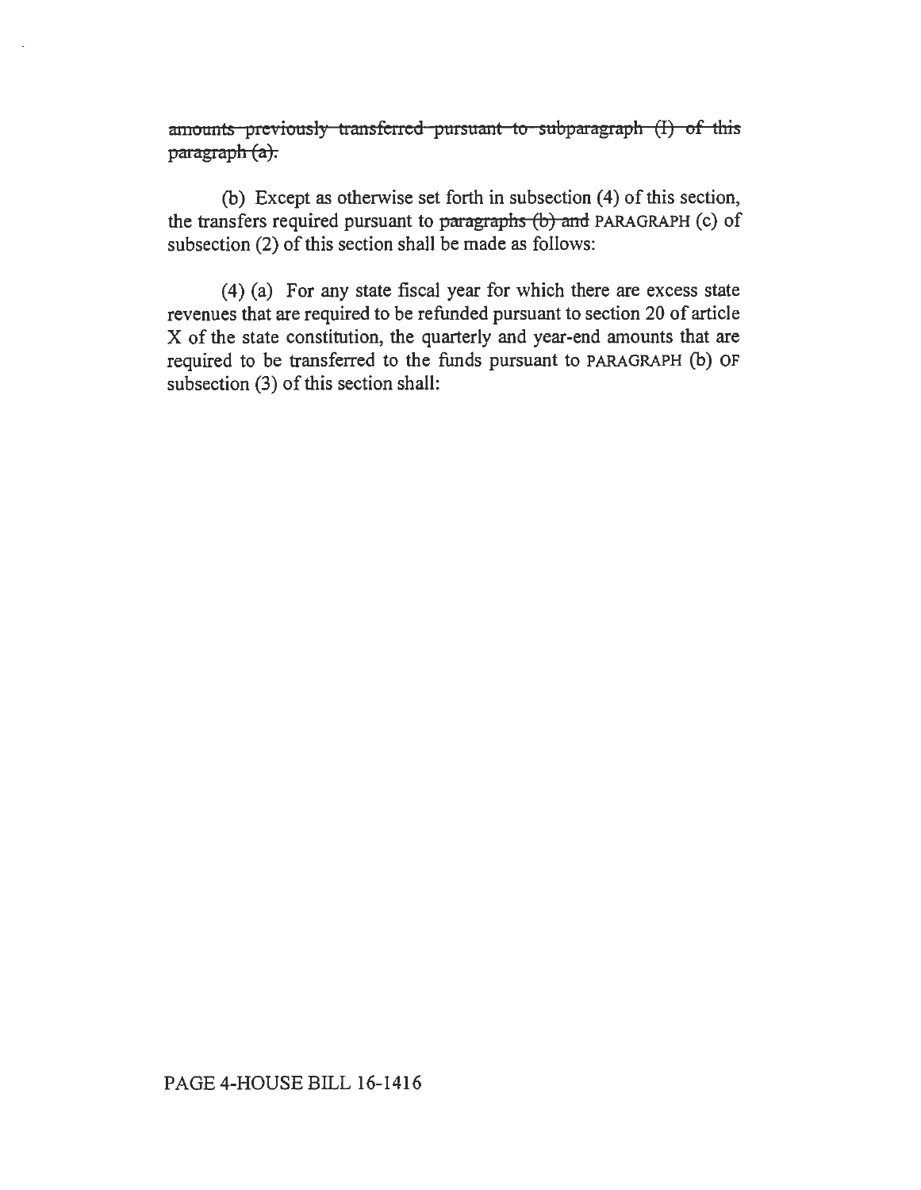~~amounts previously transferred pursuant to subparagraph (I) of this paragraph (a).~~

(b) Except as otherwise set forth in subsection (4) of this section, the transfers required pursuant to ~~paragraphs (b) and~~ PARAGRAPH (c) of subsection (2) of this section shall be made as follows:

(4) (a) For any state fiscal year for which there are excess state revenues that are required to be refunded pursuant to section 20 of article X of the state constitution, the quarterly and year-end amounts that are required to be transferred to the funds pursuant to PARAGRAPH (b) OF subsection (3) of this section shall: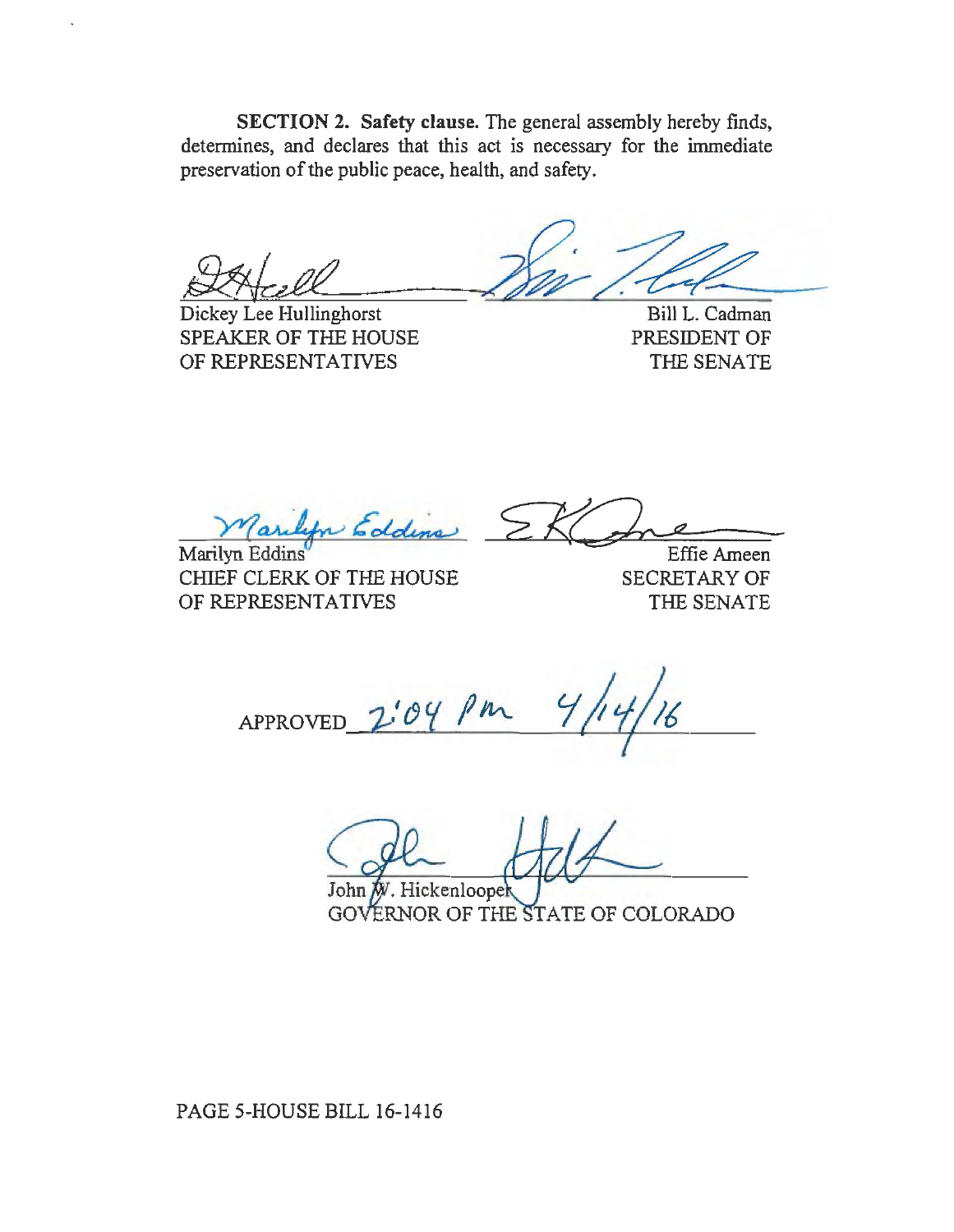**SECTION 2. Safety clause.** The general assembly hereby finds, determines, and declares that this act is necessary for the immediate preservation of the public peace, health, and safety.

Dickey Lee Hullinghorst
SPEAKER OF THE HOUSE
OF REPRESENTATIVES

Bill L. Cadman
PRESIDENT OF
THE SENATE

Marilyn Eddins
CHIEF CLERK OF THE HOUSE
OF REPRESENTATIVES

Effie Ameen
SECRETARY OF
THE SENATE

APPROVED 2:04 PM 4/14/16

John W. Hickenlooper
GOVERNOR OF THE STATE OF COLORADO

PAGE 5-HOUSE BILL 16-1416